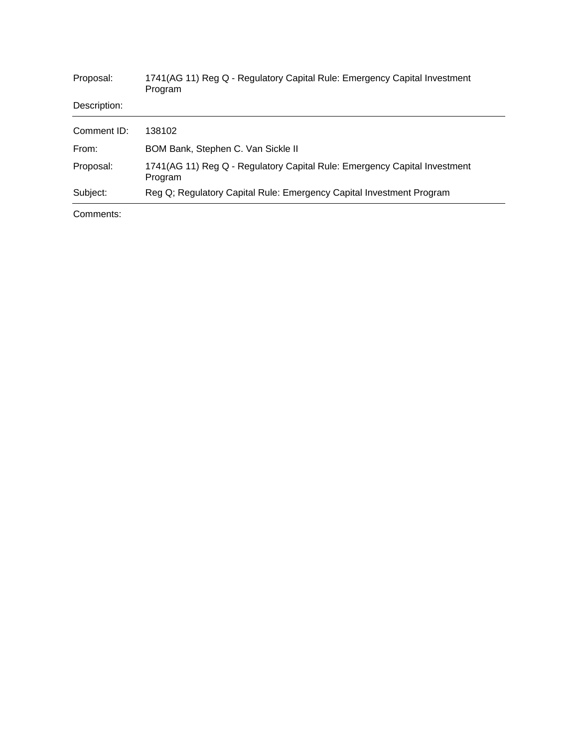Proposal: 1741(AG 11) Reg Q - Regulatory Capital Rule: Emergency Capital Investment Program

Description:

---

Comment ID: 138102

From: BOM Bank, Stephen C. Van Sickle II

Proposal: 1741(AG 11) Reg Q - Regulatory Capital Rule: Emergency Capital Investment Program

Subject: Reg Q; Regulatory Capital Rule: Emergency Capital Investment Program

---

Comments: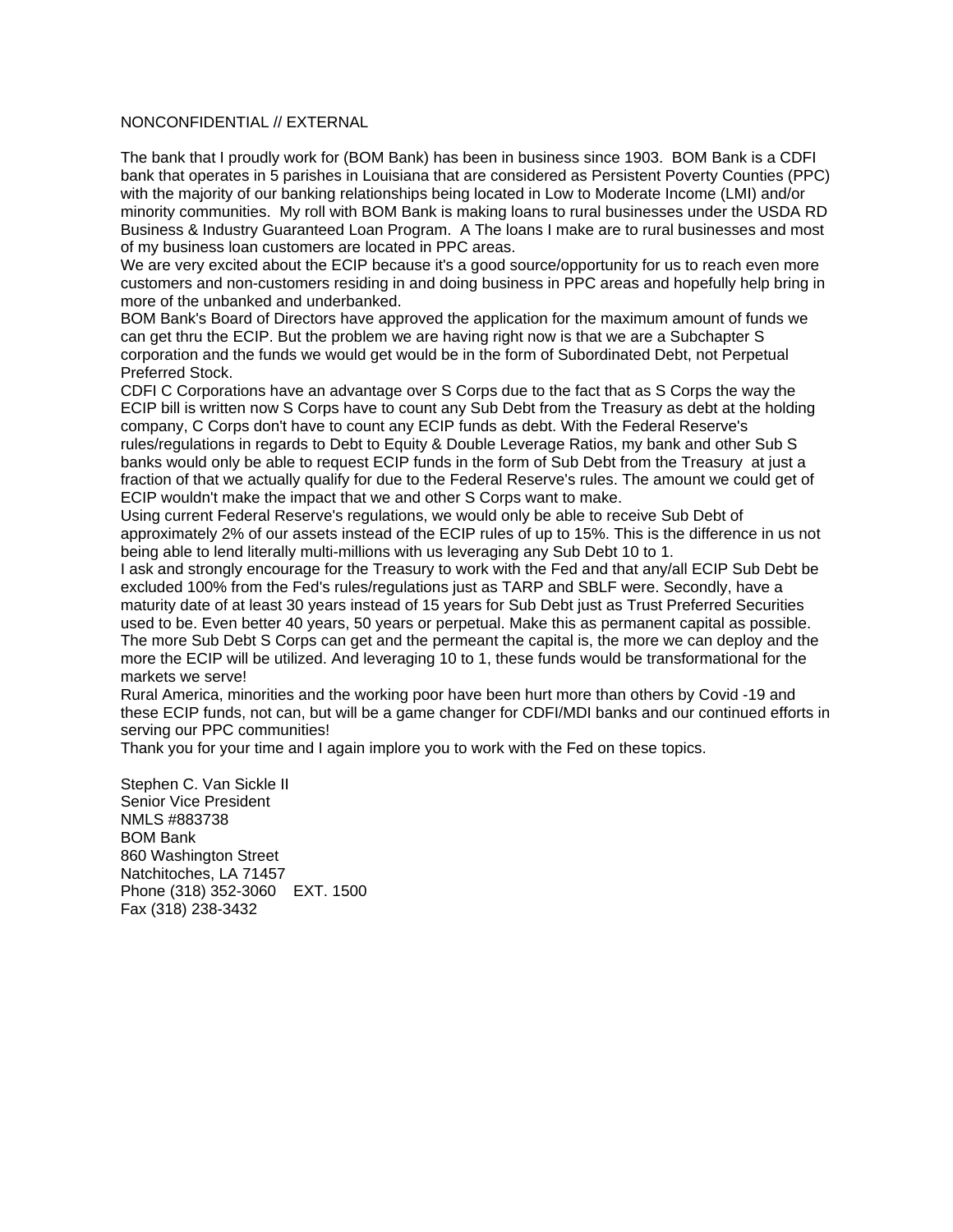NONCONFIDENTIAL // EXTERNAL

The bank that I proudly work for (BOM Bank) has been in business since 1903. BOM Bank is a CDFI bank that operates in 5 parishes in Louisiana that are considered as Persistent Poverty Counties (PPC) with the majority of our banking relationships being located in Low to Moderate Income (LMI) and/or minority communities. My roll with BOM Bank is making loans to rural businesses under the USDA RD Business & Industry Guaranteed Loan Program. A The loans I make are to rural businesses and most of my business loan customers are located in PPC areas.

We are very excited about the ECIP because it's a good source/opportunity for us to reach even more customers and non-customers residing in and doing business in PPC areas and hopefully help bring in more of the unbanked and underbanked.

BOM Bank's Board of Directors have approved the application for the maximum amount of funds we can get thru the ECIP. But the problem we are having right now is that we are a Subchapter S corporation and the funds we would get would be in the form of Subordinated Debt, not Perpetual Preferred Stock.

CDFI C Corporations have an advantage over S Corps due to the fact that as S Corps the way the ECIP bill is written now S Corps have to count any Sub Debt from the Treasury as debt at the holding company, C Corps don't have to count any ECIP funds as debt. With the Federal Reserve's rules/regulations in regards to Debt to Equity & Double Leverage Ratios, my bank and other Sub S banks would only be able to request ECIP funds in the form of Sub Debt from the Treasury at just a fraction of that we actually qualify for due to the Federal Reserve's rules. The amount we could get of ECIP wouldn't make the impact that we and other S Corps want to make.

Using current Federal Reserve's regulations, we would only be able to receive Sub Debt of approximately 2% of our assets instead of the ECIP rules of up to 15%. This is the difference in us not being able to lend literally multi-millions with us leveraging any Sub Debt 10 to 1.

I ask and strongly encourage for the Treasury to work with the Fed and that any/all ECIP Sub Debt be excluded 100% from the Fed's rules/regulations just as TARP and SBLF were. Secondly, have a maturity date of at least 30 years instead of 15 years for Sub Debt just as Trust Preferred Securities used to be. Even better 40 years, 50 years or perpetual. Make this as permanent capital as possible. The more Sub Debt S Corps can get and the permeant the capital is, the more we can deploy and the more the ECIP will be utilized. And leveraging 10 to 1, these funds would be transformational for the markets we serve!

Rural America, minorities and the working poor have been hurt more than others by Covid -19 and these ECIP funds, not can, but will be a game changer for CDFI/MDI banks and our continued efforts in serving our PPC communities!

Thank you for your time and I again implore you to work with the Fed on these topics.

Stephen C. Van Sickle II
Senior Vice President
NMLS #883738
BOM Bank
860 Washington Street
Natchitoches, LA 71457
Phone (318) 352-3060 EXT. 1500
Fax (318) 238-3432